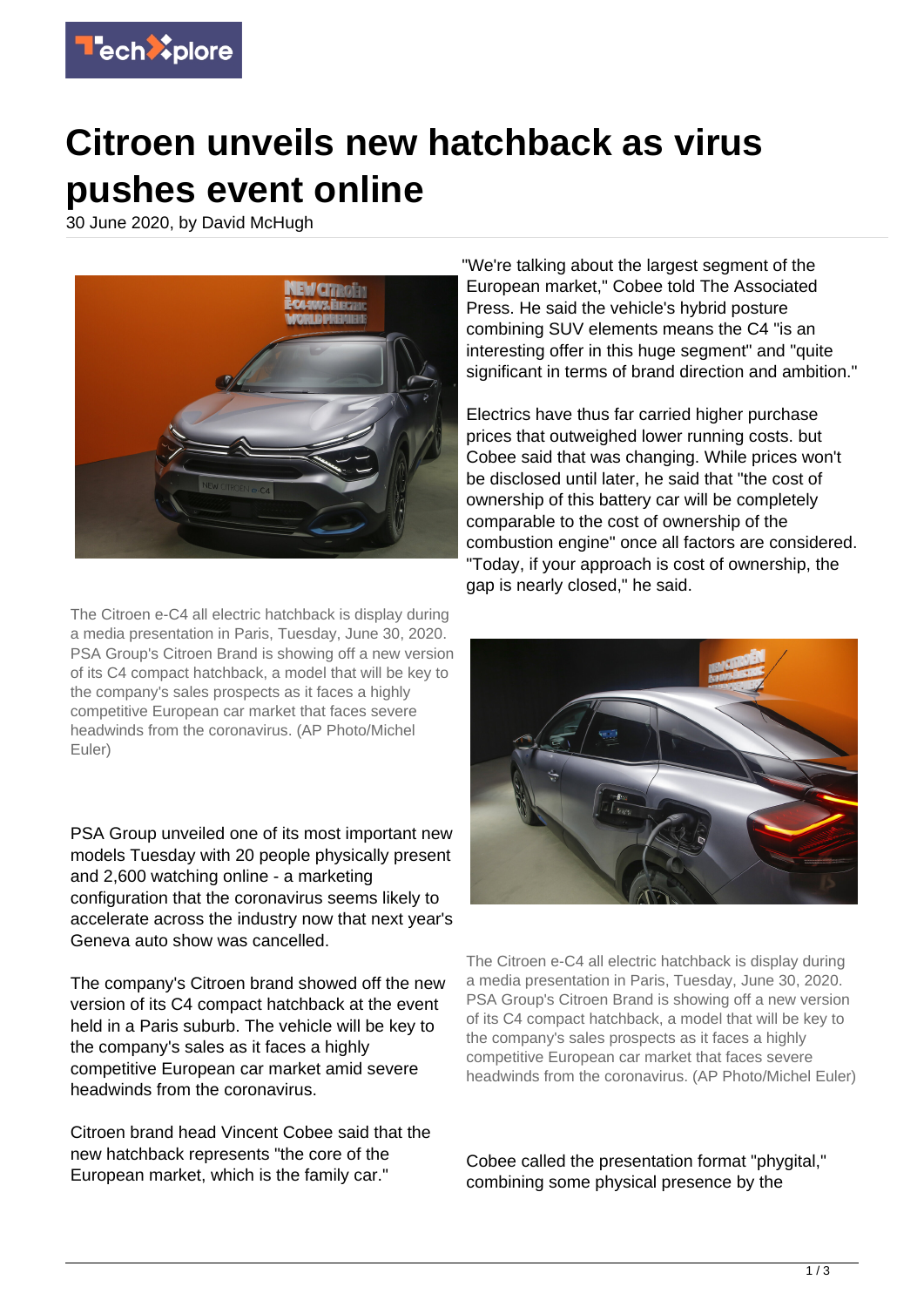# Citroen unveils new hatchback as virus pushes event online

30 June 2020, by David McHugh

The Citroen e-C4 all electric hatchback is display during a media presentation in Paris, Tuesday, June 30, 2020. PSA Group's Citroen Brand is showing off a new version of its C4 compact hatchback, a model that will be key to the company's sales prospects as it faces a highly competitive European car market that faces severe headwinds from the coronavirus. (AP Photo/Michel Euler)

PSA Group unveiled one of its most important new models Tuesday with 20 people physically present and 2,600 watching online - a marketing configuration that the coronavirus seems likely to accelerate across the industry now that next year's Geneva auto show was cancelled.

The company's Citroen brand showed off the new version of its C4 compact hatchback at the event held in a Paris suburb. The vehicle will be key to the company's sales as it faces a highly competitive European car market amid severe headwinds from the coronavirus.

Citroen brand head Vincent Cobee said that the new hatchback represents "the core of the European market, which is the family car."

"We're talking about the largest segment of the European market," Cobee told The Associated Press. He said the vehicle's hybrid posture combining SUV elements means the C4 "is an interesting offer in this huge segment" and "quite significant in terms of brand direction and ambition."

Electrics have thus far carried higher purchase prices that outweighed lower running costs. but Cobee said that was changing. While prices won't be disclosed until later, he said that "the cost of ownership of this battery car will be completely comparable to the cost of ownership of the combustion engine" once all factors are considered. "Today, if your approach is cost of ownership, the gap is nearly closed," he said.

The Citroen e-C4 all electric hatchback is display during a media presentation in Paris, Tuesday, June 30, 2020. PSA Group's Citroen Brand is showing off a new version of its C4 compact hatchback, a model that will be key to the company's sales prospects as it faces a highly competitive European car market that faces severe headwinds from the coronavirus. (AP Photo/Michel Euler)

Cobee called the presentation format "phygital," combining some physical presence by the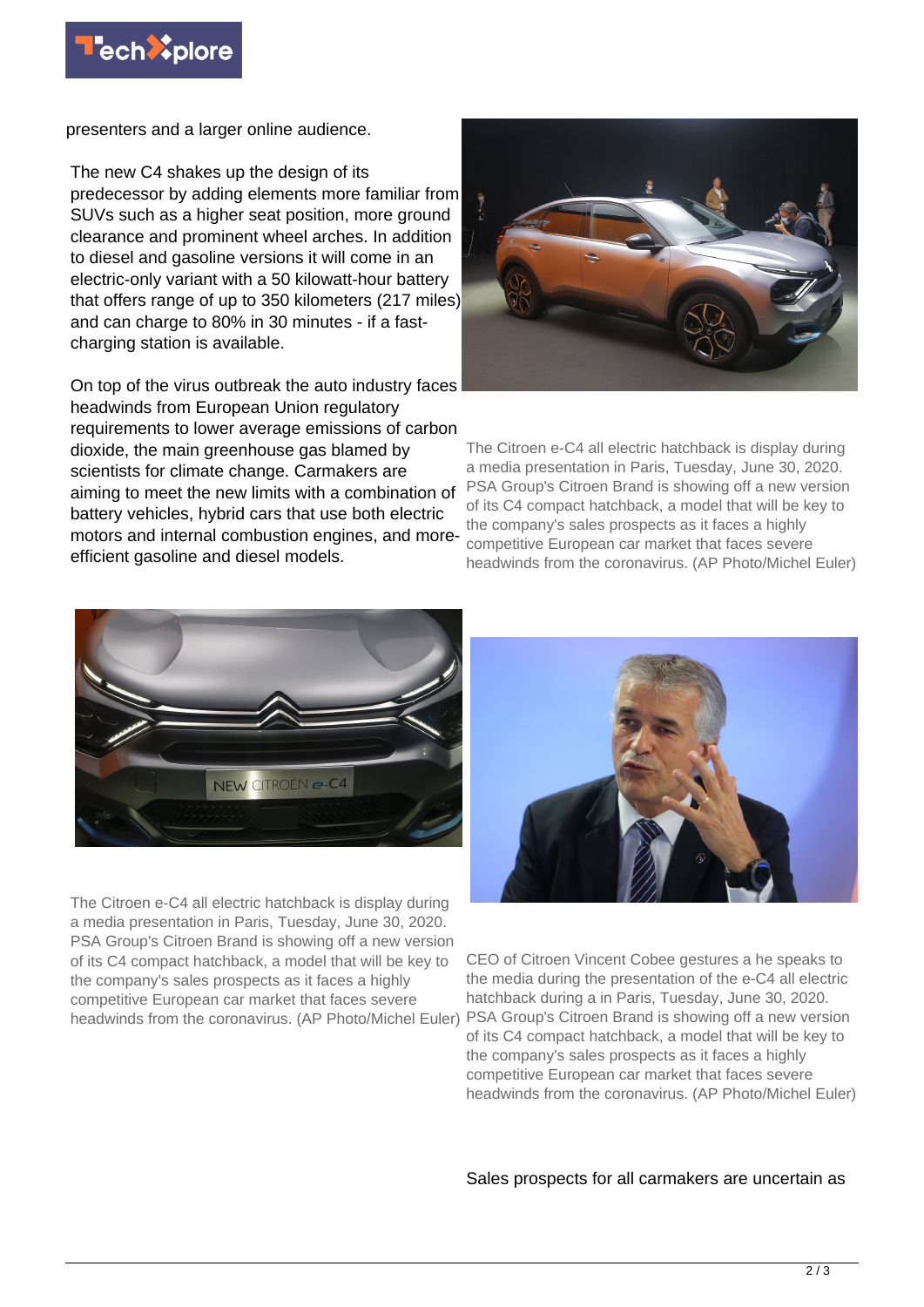presenters and a larger online audience.

The new C4 shakes up the design of its predecessor by adding elements more familiar from SUVs such as a higher seat position, more ground clearance and prominent wheel arches. In addition to diesel and gasoline versions it will come in an electric-only variant with a 50 kilowatt-hour battery that offers range of up to 350 kilometers (217 miles) and can charge to 80% in 30 minutes - if a fast-charging station is available.

On top of the virus outbreak the auto industry faces headwinds from European Union regulatory requirements to lower average emissions of carbon dioxide, the main greenhouse gas blamed by scientists for climate change. Carmakers are aiming to meet the new limits with a combination of battery vehicles, hybrid cars that use both electric motors and internal combustion engines, and more-efficient gasoline and diesel models.

The Citroen e-C4 all electric hatchback is display during a media presentation in Paris, Tuesday, June 30, 2020. PSA Group's Citroen Brand is showing off a new version of its C4 compact hatchback, a model that will be key to the company's sales prospects as it faces a highly competitive European car market that faces severe headwinds from the coronavirus. (AP Photo/Michel Euler)

The Citroen e-C4 all electric hatchback is display during a media presentation in Paris, Tuesday, June 30, 2020. PSA Group's Citroen Brand is showing off a new version of its C4 compact hatchback, a model that will be key to the company's sales prospects as it faces a highly competitive European car market that faces severe headwinds from the coronavirus. (AP Photo/Michel Euler)

CEO of Citroen Vincent Cobee gestures a he speaks to the media during the presentation of the e-C4 all electric hatchback during a in Paris, Tuesday, June 30, 2020. PSA Group's Citroen Brand is showing off a new version of its C4 compact hatchback, a model that will be key to the company's sales prospects as it faces a highly competitive European car market that faces severe headwinds from the coronavirus. (AP Photo/Michel Euler)

Sales prospects for all carmakers are uncertain as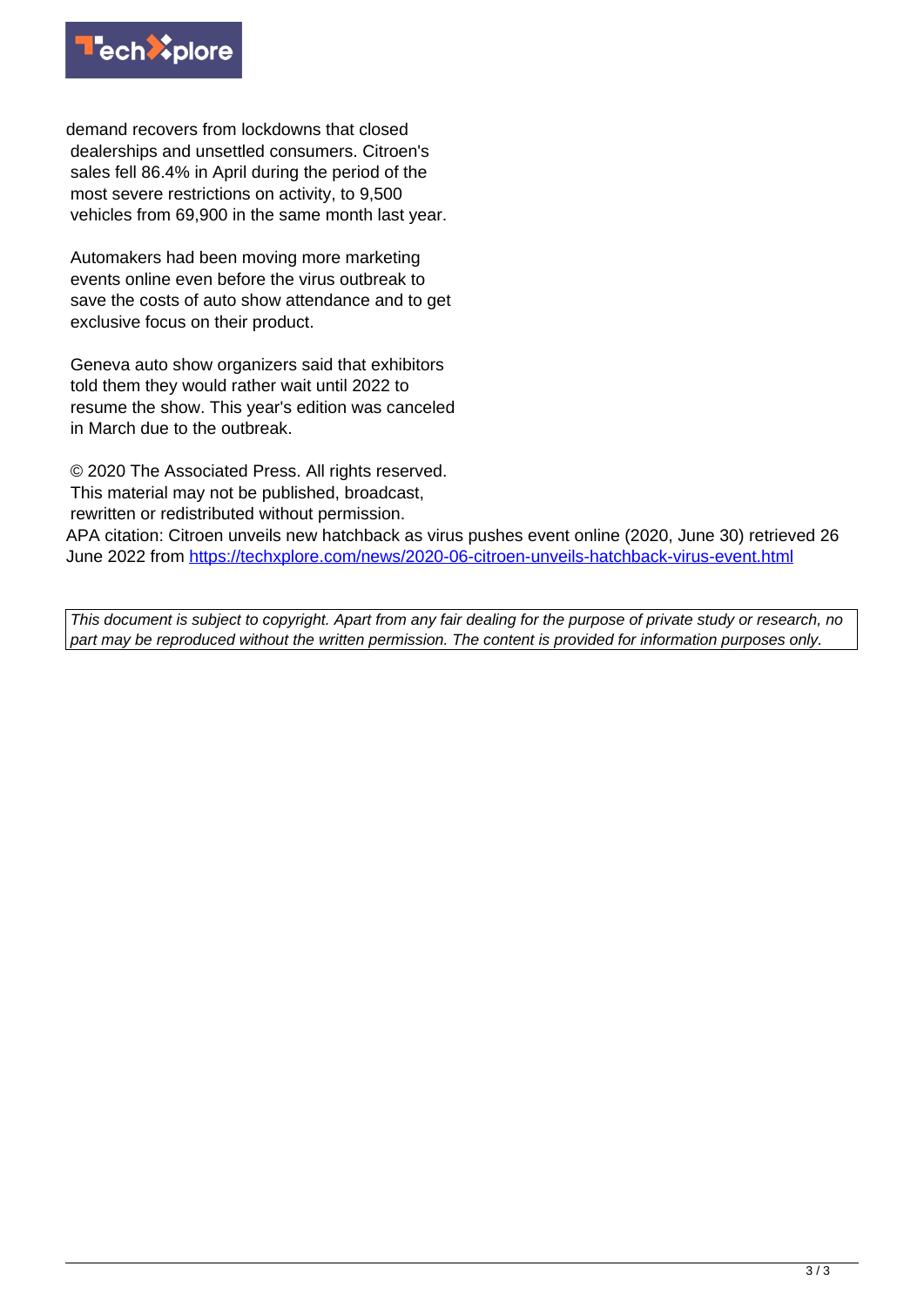demand recovers from lockdowns that closed dealerships and unsettled consumers. Citroen's sales fell 86.4% in April during the period of the most severe restrictions on activity, to 9,500 vehicles from 69,900 in the same month last year.

Automakers had been moving more marketing events online even before the virus outbreak to save the costs of auto show attendance and to get exclusive focus on their product.

Geneva auto show organizers said that exhibitors told them they would rather wait until 2022 to resume the show. This year's edition was canceled in March due to the outbreak.

© 2020 The Associated Press. All rights reserved. This material may not be published, broadcast, rewritten or redistributed without permission.

APA citation: Citroen unveils new hatchback as virus pushes event online (2020, June 30) retrieved 26 June 2022 from https://techxplore.com/news/2020-06-citroen-unveils-hatchback-virus-event.html

*This document is subject to copyright. Apart from any fair dealing for the purpose of private study or research, no part may be reproduced without the written permission. The content is provided for information purposes only.*